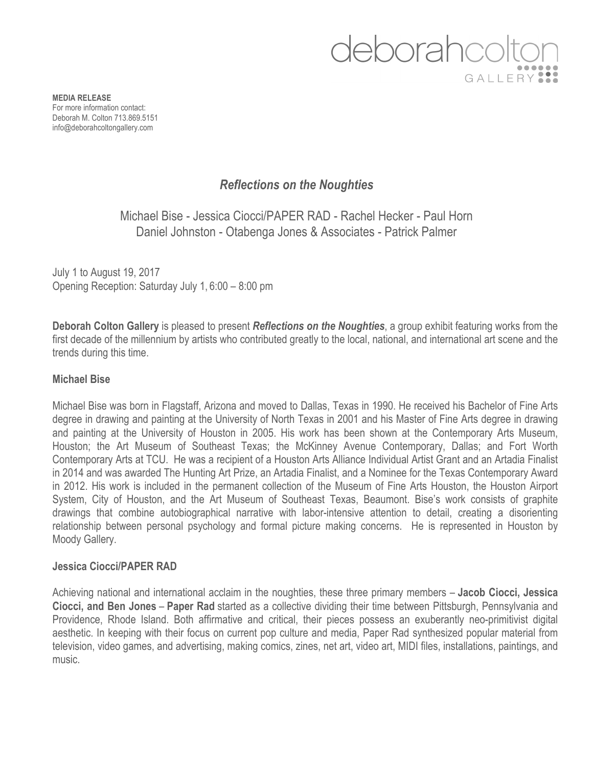deborahcolton GALLERY

**MEDIA RELEASE**
For more information contact:
Deborah M. Colton 713.869.5151
info@deborahcoltongallery.com

# *Reflections on the Noughties*

Michael Bise - Jessica Ciocci/PAPER RAD - Rachel Hecker - Paul Horn
Daniel Johnston - Otabenga Jones & Associates - Patrick Palmer

July 1 to August 19, 2017
Opening Reception: Saturday July 1, 6:00 – 8:00 pm

**Deborah Colton Gallery** is pleased to present ***Reflections on the Noughties***, a group exhibit featuring works from the first decade of the millennium by artists who contributed greatly to the local, national, and international art scene and the trends during this time.

## Michael Bise

Michael Bise was born in Flagstaff, Arizona and moved to Dallas, Texas in 1990. He received his Bachelor of Fine Arts degree in drawing and painting at the University of North Texas in 2001 and his Master of Fine Arts degree in drawing and painting at the University of Houston in 2005. His work has been shown at the Contemporary Arts Museum, Houston; the Art Museum of Southeast Texas; the McKinney Avenue Contemporary, Dallas; and Fort Worth Contemporary Arts at TCU. He was a recipient of a Houston Arts Alliance Individual Artist Grant and an Artadia Finalist in 2014 and was awarded The Hunting Art Prize, an Artadia Finalist, and a Nominee for the Texas Contemporary Award in 2012. His work is included in the permanent collection of the Museum of Fine Arts Houston, the Houston Airport System, City of Houston, and the Art Museum of Southeast Texas, Beaumont. Bise's work consists of graphite drawings that combine autobiographical narrative with labor-intensive attention to detail, creating a disorienting relationship between personal psychology and formal picture making concerns. He is represented in Houston by Moody Gallery.

## Jessica Ciocci/PAPER RAD

Achieving national and international acclaim in the noughties, these three primary members – **Jacob Ciocci, Jessica Ciocci, and Ben Jones** – **Paper Rad** started as a collective dividing their time between Pittsburgh, Pennsylvania and Providence, Rhode Island. Both affirmative and critical, their pieces possess an exuberantly neo-primitivist digital aesthetic. In keeping with their focus on current pop culture and media, Paper Rad synthesized popular material from television, video games, and advertising, making comics, zines, net art, video art, MIDI files, installations, paintings, and music.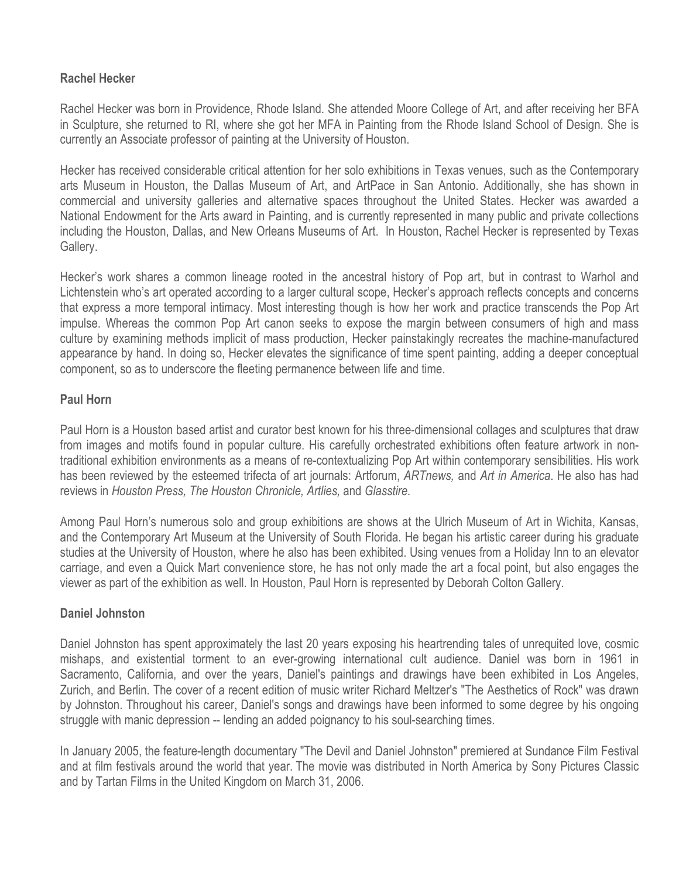**Rachel Hecker**

Rachel Hecker was born in Providence, Rhode Island. She attended Moore College of Art, and after receiving her BFA in Sculpture, she returned to RI, where she got her MFA in Painting from the Rhode Island School of Design. She is currently an Associate professor of painting at the University of Houston.

Hecker has received considerable critical attention for her solo exhibitions in Texas venues, such as the Contemporary arts Museum in Houston, the Dallas Museum of Art, and ArtPace in San Antonio. Additionally, she has shown in commercial and university galleries and alternative spaces throughout the United States. Hecker was awarded a National Endowment for the Arts award in Painting, and is currently represented in many public and private collections including the Houston, Dallas, and New Orleans Museums of Art. In Houston, Rachel Hecker is represented by Texas Gallery.

Hecker's work shares a common lineage rooted in the ancestral history of Pop art, but in contrast to Warhol and Lichtenstein who's art operated according to a larger cultural scope, Hecker's approach reflects concepts and concerns that express a more temporal intimacy. Most interesting though is how her work and practice transcends the Pop Art impulse. Whereas the common Pop Art canon seeks to expose the margin between consumers of high and mass culture by examining methods implicit of mass production, Hecker painstakingly recreates the machine-manufactured appearance by hand. In doing so, Hecker elevates the significance of time spent painting, adding a deeper conceptual component, so as to underscore the fleeting permanence between life and time.

**Paul Horn**

Paul Horn is a Houston based artist and curator best known for his three-dimensional collages and sculptures that draw from images and motifs found in popular culture. His carefully orchestrated exhibitions often feature artwork in non-traditional exhibition environments as a means of re-contextualizing Pop Art within contemporary sensibilities. His work has been reviewed by the esteemed trifecta of art journals: Artforum, *ARTnews,* and *Art in America*. He also has had reviews in *Houston Press, The Houston Chronicle, Artlies,* and *Glasstire.*

Among Paul Horn's numerous solo and group exhibitions are shows at the Ulrich Museum of Art in Wichita, Kansas, and the Contemporary Art Museum at the University of South Florida. He began his artistic career during his graduate studies at the University of Houston, where he also has been exhibited. Using venues from a Holiday Inn to an elevator carriage, and even a Quick Mart convenience store, he has not only made the art a focal point, but also engages the viewer as part of the exhibition as well. In Houston, Paul Horn is represented by Deborah Colton Gallery.

**Daniel Johnston**

Daniel Johnston has spent approximately the last 20 years exposing his heartrending tales of unrequited love, cosmic mishaps, and existential torment to an ever-growing international cult audience. Daniel was born in 1961 in Sacramento, California, and over the years, Daniel's paintings and drawings have been exhibited in Los Angeles, Zurich, and Berlin. The cover of a recent edition of music writer Richard Meltzer's "The Aesthetics of Rock" was drawn by Johnston. Throughout his career, Daniel's songs and drawings have been informed to some degree by his ongoing struggle with manic depression -- lending an added poignancy to his soul-searching times.

In January 2005, the feature-length documentary "The Devil and Daniel Johnston" premiered at Sundance Film Festival and at film festivals around the world that year. The movie was distributed in North America by Sony Pictures Classic and by Tartan Films in the United Kingdom on March 31, 2006.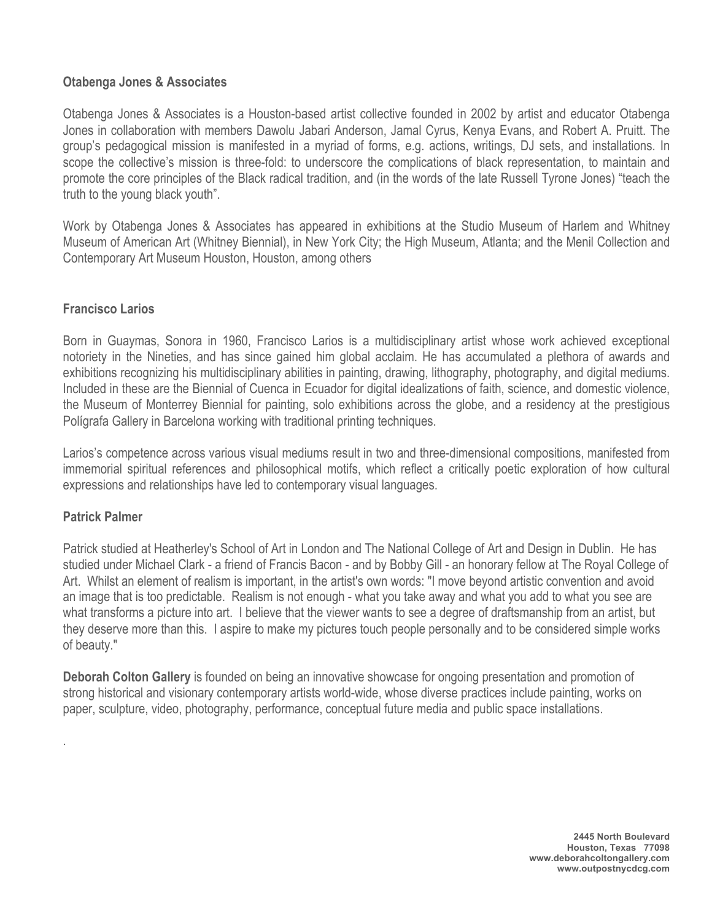**Otabenga Jones & Associates**

Otabenga Jones & Associates is a Houston-based artist collective founded in 2002 by artist and educator Otabenga Jones in collaboration with members Dawolu Jabari Anderson, Jamal Cyrus, Kenya Evans, and Robert A. Pruitt. The group's pedagogical mission is manifested in a myriad of forms, e.g. actions, writings, DJ sets, and installations. In scope the collective's mission is three-fold: to underscore the complications of black representation, to maintain and promote the core principles of the Black radical tradition, and (in the words of the late Russell Tyrone Jones) "teach the truth to the young black youth".

Work by Otabenga Jones & Associates has appeared in exhibitions at the Studio Museum of Harlem and Whitney Museum of American Art (Whitney Biennial), in New York City; the High Museum, Atlanta; and the Menil Collection and Contemporary Art Museum Houston, Houston, among others

**Francisco Larios**

Born in Guaymas, Sonora in 1960, Francisco Larios is a multidisciplinary artist whose work achieved exceptional notoriety in the Nineties, and has since gained him global acclaim. He has accumulated a plethora of awards and exhibitions recognizing his multidisciplinary abilities in painting, drawing, lithography, photography, and digital mediums. Included in these are the Biennial of Cuenca in Ecuador for digital idealizations of faith, science, and domestic violence, the Museum of Monterrey Biennial for painting, solo exhibitions across the globe, and a residency at the prestigious Polígrafa Gallery in Barcelona working with traditional printing techniques.

Larios's competence across various visual mediums result in two and three-dimensional compositions, manifested from immemorial spiritual references and philosophical motifs, which reflect a critically poetic exploration of how cultural expressions and relationships have led to contemporary visual languages.

**Patrick Palmer**

Patrick studied at Heatherley's School of Art in London and The National College of Art and Design in Dublin. He has studied under Michael Clark - a friend of Francis Bacon - and by Bobby Gill - an honorary fellow at The Royal College of Art. Whilst an element of realism is important, in the artist's own words: "I move beyond artistic convention and avoid an image that is too predictable. Realism is not enough - what you take away and what you add to what you see are what transforms a picture into art. I believe that the viewer wants to see a degree of draftsmanship from an artist, but they deserve more than this. I aspire to make my pictures touch people personally and to be considered simple works of beauty."

**Deborah Colton Gallery** is founded on being an innovative showcase for ongoing presentation and promotion of strong historical and visionary contemporary artists world-wide, whose diverse practices include painting, works on paper, sculpture, video, photography, performance, conceptual future media and public space installations.

.

**2445 North Boulevard**
**Houston, Texas 77098**
**www.deborahcoltongallery.com**
**www.outpostnycdcg.com**